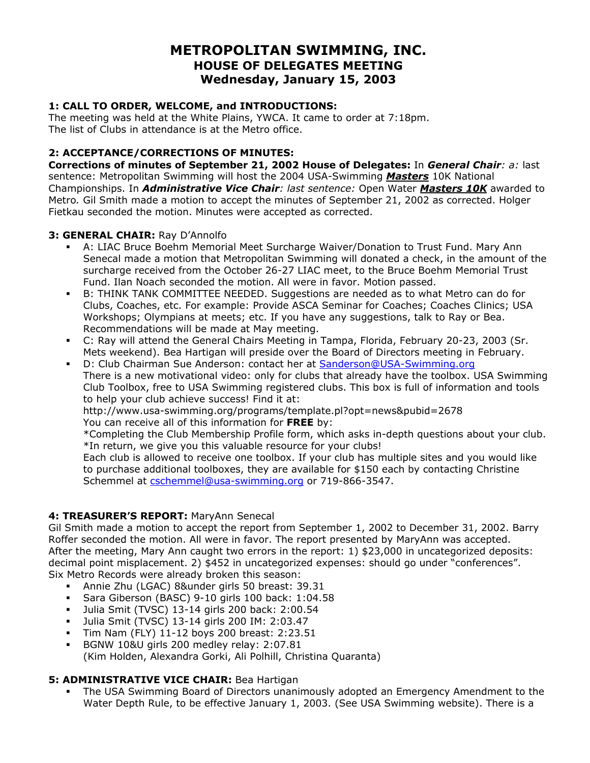# METROPOLITAN SWIMMING, INC.
## HOUSE OF DELEGATES MEETING
## Wednesday, January 15, 2003

### 1: CALL TO ORDER, WELCOME, and INTRODUCTIONS:

The meeting was held at the White Plains, YWCA. It came to order at 7:18pm.
The list of Clubs in attendance is at the Metro office.

### 2: ACCEPTANCE/CORRECTIONS OF MINUTES:

**Corrections of minutes of September 21, 2002 House of Delegates:** In ***General Chair**: a:* last sentence: Metropolitan Swimming will host the 2004 USA-Swimming ***Masters*** 10K National Championships. In ***Administrative Vice Chair**: last sentence:* Open Water ***Masters 10K*** awarded to Metro. Gil Smith made a motion to accept the minutes of September 21, 2002 as corrected. Holger Fietkau seconded the motion. Minutes were accepted as corrected.

### 3: GENERAL CHAIR: Ray D'Annolfo

- A: LIAC Bruce Boehm Memorial Meet Surcharge Waiver/Donation to Trust Fund. Mary Ann Senecal made a motion that Metropolitan Swimming will donated a check, in the amount of the surcharge received from the October 26-27 LIAC meet, to the Bruce Boehm Memorial Trust Fund. Ilan Noach seconded the motion. All were in favor. Motion passed.
- B: THINK TANK COMMITTEE NEEDED. Suggestions are needed as to what Metro can do for Clubs, Coaches, etc. For example: Provide ASCA Seminar for Coaches; Coaches Clinics; USA Workshops; Olympians at meets; etc. If you have any suggestions, talk to Ray or Bea. Recommendations will be made at May meeting.
- C: Ray will attend the General Chairs Meeting in Tampa, Florida, February 20-23, 2003 (Sr. Mets weekend). Bea Hartigan will preside over the Board of Directors meeting in February.
- D: Club Chairman Sue Anderson: contact her at Sanderson@USA-Swimming.org
  There is a new motivational video: only for clubs that already have the toolbox. USA Swimming Club Toolbox, free to USA Swimming registered clubs. This box is full of information and tools to help your club achieve success! Find it at:
  http://www.usa-swimming.org/programs/template.pl?opt=news&pubid=2678
  You can receive all of this information for **FREE** by:
  *Completing the Club Membership Profile form, which asks in-depth questions about your club.
  *In return, we give you this valuable resource for your clubs!
  Each club is allowed to receive one toolbox. If your club has multiple sites and you would like to purchase additional toolboxes, they are available for $150 each by contacting Christine Schemmel at cschemmel@usa-swimming.org or 719-866-3547.

### 4: TREASURER'S REPORT: MaryAnn Senecal

Gil Smith made a motion to accept the report from September 1, 2002 to December 31, 2002. Barry Roffer seconded the motion. All were in favor. The report presented by MaryAnn was accepted.
After the meeting, Mary Ann caught two errors in the report: 1) $23,000 in uncategorized deposits: decimal point misplacement. 2) $452 in uncategorized expenses: should go under "conferences".
Six Metro Records were already broken this season:

- Annie Zhu (LGAC) 8&under girls 50 breast: 39.31
- Sara Giberson (BASC) 9-10 girls 100 back: 1:04.58
- Julia Smit (TVSC) 13-14 girls 200 back: 2:00.54
- Julia Smit (TVSC) 13-14 girls 200 IM: 2:03.47
- Tim Nam (FLY) 11-12 boys 200 breast: 2:23.51
- BGNW 10&U girls 200 medley relay: 2:07.81
  (Kim Holden, Alexandra Gorki, Ali Polhill, Christina Quaranta)

### 5: ADMINISTRATIVE VICE CHAIR: Bea Hartigan

- The USA Swimming Board of Directors unanimously adopted an Emergency Amendment to the Water Depth Rule, to be effective January 1, 2003. (See USA Swimming website). There is a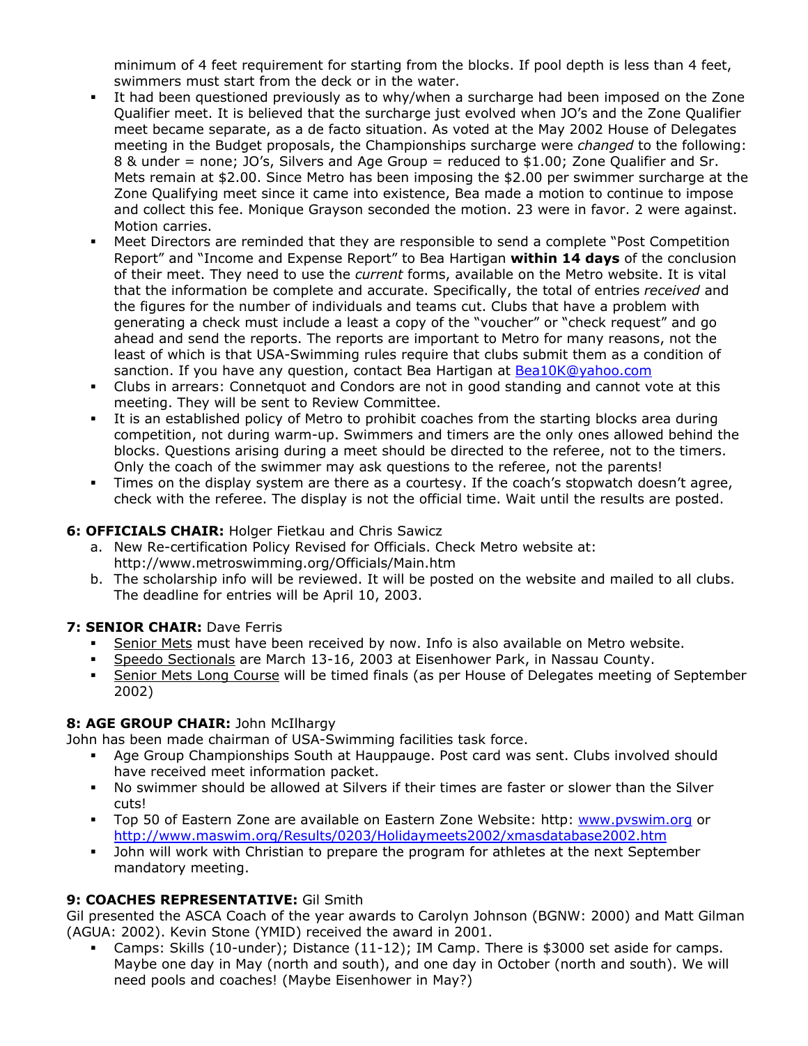minimum of 4 feet requirement for starting from the blocks. If pool depth is less than 4 feet, swimmers must start from the deck or in the water.

- It had been questioned previously as to why/when a surcharge had been imposed on the Zone Qualifier meet. It is believed that the surcharge just evolved when JO's and the Zone Qualifier meet became separate, as a de facto situation. As voted at the May 2002 House of Delegates meeting in the Budget proposals, the Championships surcharge were *changed* to the following: 8 & under = none; JO's, Silvers and Age Group = reduced to $1.00; Zone Qualifier and Sr. Mets remain at $2.00. Since Metro has been imposing the $2.00 per swimmer surcharge at the Zone Qualifying meet since it came into existence, Bea made a motion to continue to impose and collect this fee. Monique Grayson seconded the motion. 23 were in favor. 2 were against. Motion carries.
- Meet Directors are reminded that they are responsible to send a complete "Post Competition Report" and "Income and Expense Report" to Bea Hartigan **within 14 days** of the conclusion of their meet. They need to use the *current* forms, available on the Metro website. It is vital that the information be complete and accurate. Specifically, the total of entries *received* and the figures for the number of individuals and teams cut. Clubs that have a problem with generating a check must include a least a copy of the "voucher" or "check request" and go ahead and send the reports. The reports are important to Metro for many reasons, not the least of which is that USA-Swimming rules require that clubs submit them as a condition of sanction. If you have any question, contact Bea Hartigan at Bea10K@yahoo.com
- Clubs in arrears: Connetquot and Condors are not in good standing and cannot vote at this meeting. They will be sent to Review Committee.
- It is an established policy of Metro to prohibit coaches from the starting blocks area during competition, not during warm-up. Swimmers and timers are the only ones allowed behind the blocks. Questions arising during a meet should be directed to the referee, not to the timers. Only the coach of the swimmer may ask questions to the referee, not the parents!
- Times on the display system are there as a courtesy. If the coach's stopwatch doesn't agree, check with the referee. The display is not the official time. Wait until the results are posted.

**6: OFFICIALS CHAIR:** Holger Fietkau and Chris Sawicz

a. New Re-certification Policy Revised for Officials. Check Metro website at: http://www.metroswimming.org/Officials/Main.htm
b. The scholarship info will be reviewed. It will be posted on the website and mailed to all clubs. The deadline for entries will be April 10, 2003.

**7: SENIOR CHAIR:** Dave Ferris

- Senior Mets must have been received by now. Info is also available on Metro website.
- Speedo Sectionals are March 13-16, 2003 at Eisenhower Park, in Nassau County.
- Senior Mets Long Course will be timed finals (as per House of Delegates meeting of September 2002)

**8: AGE GROUP CHAIR:** John McIlhargy

John has been made chairman of USA-Swimming facilities task force.

- Age Group Championships South at Hauppauge. Post card was sent. Clubs involved should have received meet information packet.
- No swimmer should be allowed at Silvers if their times are faster or slower than the Silver cuts!
- Top 50 of Eastern Zone are available on Eastern Zone Website: http: www.pvswim.org or http://www.maswim.org/Results/0203/Holidaymeets2002/xmasdatabase2002.htm
- John will work with Christian to prepare the program for athletes at the next September mandatory meeting.

**9: COACHES REPRESENTATIVE:** Gil Smith

Gil presented the ASCA Coach of the year awards to Carolyn Johnson (BGNW: 2000) and Matt Gilman (AGUA: 2002). Kevin Stone (YMID) received the award in 2001.

- Camps: Skills (10-under); Distance (11-12); IM Camp. There is $3000 set aside for camps. Maybe one day in May (north and south), and one day in October (north and south). We will need pools and coaches! (Maybe Eisenhower in May?)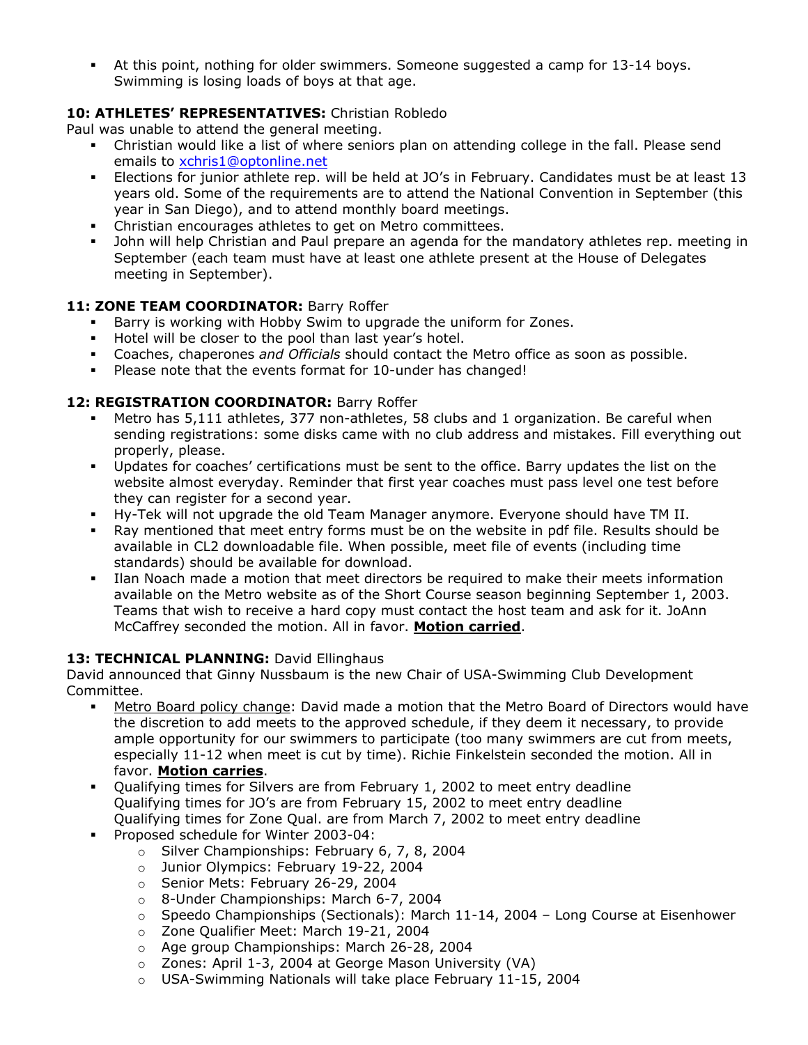- At this point, nothing for older swimmers. Someone suggested a camp for 13-14 boys. Swimming is losing loads of boys at that age.

**10: ATHLETES' REPRESENTATIVES:** Christian Robledo

Paul was unable to attend the general meeting.

- Christian would like a list of where seniors plan on attending college in the fall. Please send emails to xchris1@optonline.net
- Elections for junior athlete rep. will be held at JO's in February. Candidates must be at least 13 years old. Some of the requirements are to attend the National Convention in September (this year in San Diego), and to attend monthly board meetings.
- Christian encourages athletes to get on Metro committees.
- John will help Christian and Paul prepare an agenda for the mandatory athletes rep. meeting in September (each team must have at least one athlete present at the House of Delegates meeting in September).

**11: ZONE TEAM COORDINATOR:** Barry Roffer

- Barry is working with Hobby Swim to upgrade the uniform for Zones.
- Hotel will be closer to the pool than last year's hotel.
- Coaches, chaperones *and Officials* should contact the Metro office as soon as possible.
- Please note that the events format for 10-under has changed!

**12: REGISTRATION COORDINATOR:** Barry Roffer

- Metro has 5,111 athletes, 377 non-athletes, 58 clubs and 1 organization. Be careful when sending registrations: some disks came with no club address and mistakes. Fill everything out properly, please.
- Updates for coaches' certifications must be sent to the office. Barry updates the list on the website almost everyday. Reminder that first year coaches must pass level one test before they can register for a second year.
- Hy-Tek will not upgrade the old Team Manager anymore. Everyone should have TM II.
- Ray mentioned that meet entry forms must be on the website in pdf file. Results should be available in CL2 downloadable file. When possible, meet file of events (including time standards) should be available for download.
- Ilan Noach made a motion that meet directors be required to make their meets information available on the Metro website as of the Short Course season beginning September 1, 2003. Teams that wish to receive a hard copy must contact the host team and ask for it. JoAnn McCaffrey seconded the motion. All in favor. **<u>Motion carried</u>**.

**13: TECHNICAL PLANNING:** David Ellinghaus

David announced that Ginny Nussbaum is the new Chair of USA-Swimming Club Development Committee.

- <u>Metro Board policy change</u>: David made a motion that the Metro Board of Directors would have the discretion to add meets to the approved schedule, if they deem it necessary, to provide ample opportunity for our swimmers to participate (too many swimmers are cut from meets, especially 11-12 when meet is cut by time). Richie Finkelstein seconded the motion. All in favor. **<u>Motion carries</u>**.
- Qualifying times for Silvers are from February 1, 2002 to meet entry deadline
  Qualifying times for JO's are from February 15, 2002 to meet entry deadline
  Qualifying times for Zone Qual. are from March 7, 2002 to meet entry deadline
- Proposed schedule for Winter 2003-04:
  - Silver Championships: February 6, 7, 8, 2004
  - Junior Olympics: February 19-22, 2004
  - Senior Mets: February 26-29, 2004
  - 8-Under Championships: March 6-7, 2004
  - Speedo Championships (Sectionals): March 11-14, 2004 – Long Course at Eisenhower
  - Zone Qualifier Meet: March 19-21, 2004
  - Age group Championships: March 26-28, 2004
  - Zones: April 1-3, 2004 at George Mason University (VA)
  - USA-Swimming Nationals will take place February 11-15, 2004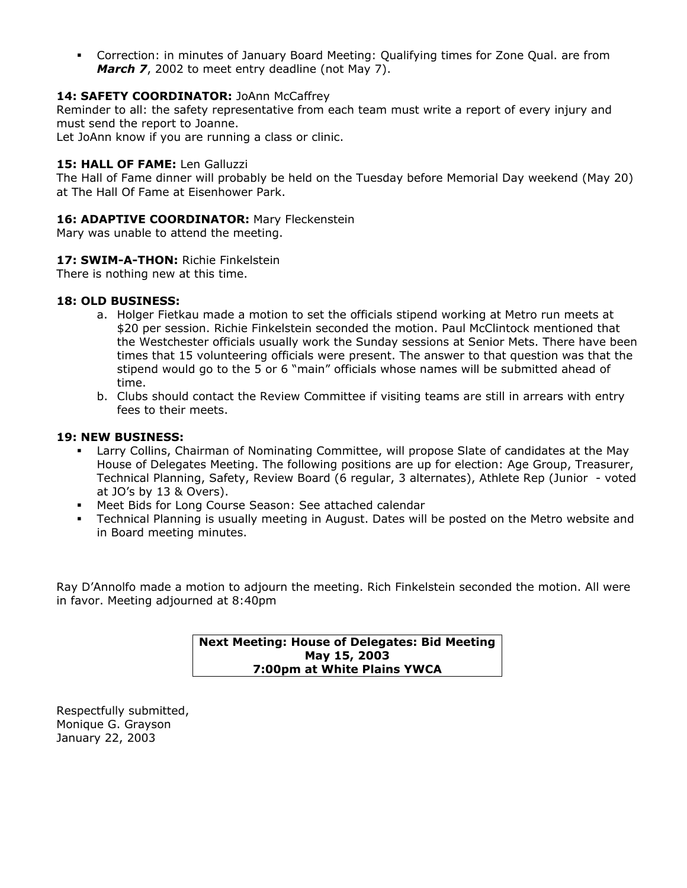- Correction: in minutes of January Board Meeting: Qualifying times for Zone Qual. are from ***March 7***, 2002 to meet entry deadline (not May 7).

**14: SAFETY COORDINATOR:** JoAnn McCaffrey

Reminder to all: the safety representative from each team must write a report of every injury and must send the report to Joanne.

Let JoAnn know if you are running a class or clinic.

**15: HALL OF FAME:** Len Galluzzi

The Hall of Fame dinner will probably be held on the Tuesday before Memorial Day weekend (May 20) at The Hall Of Fame at Eisenhower Park.

**16: ADAPTIVE COORDINATOR:** Mary Fleckenstein

Mary was unable to attend the meeting.

**17: SWIM-A-THON:** Richie Finkelstein

There is nothing new at this time.

**18: OLD BUSINESS:**

a. Holger Fietkau made a motion to set the officials stipend working at Metro run meets at $20 per session. Richie Finkelstein seconded the motion. Paul McClintock mentioned that the Westchester officials usually work the Sunday sessions at Senior Mets. There have been times that 15 volunteering officials were present. The answer to that question was that the stipend would go to the 5 or 6 "main" officials whose names will be submitted ahead of time.
b. Clubs should contact the Review Committee if visiting teams are still in arrears with entry fees to their meets.

**19: NEW BUSINESS:**

- Larry Collins, Chairman of Nominating Committee, will propose Slate of candidates at the May House of Delegates Meeting. The following positions are up for election: Age Group, Treasurer, Technical Planning, Safety, Review Board (6 regular, 3 alternates), Athlete Rep (Junior - voted at JO's by 13 & Overs).
- Meet Bids for Long Course Season: See attached calendar
- Technical Planning is usually meeting in August. Dates will be posted on the Metro website and in Board meeting minutes.

Ray D'Annolfo made a motion to adjourn the meeting. Rich Finkelstein seconded the motion. All were in favor. Meeting adjourned at 8:40pm

**Next Meeting: House of Delegates: Bid Meeting**
**May 15, 2003**
**7:00pm at White Plains YWCA**

Respectfully submitted,
Monique G. Grayson
January 22, 2003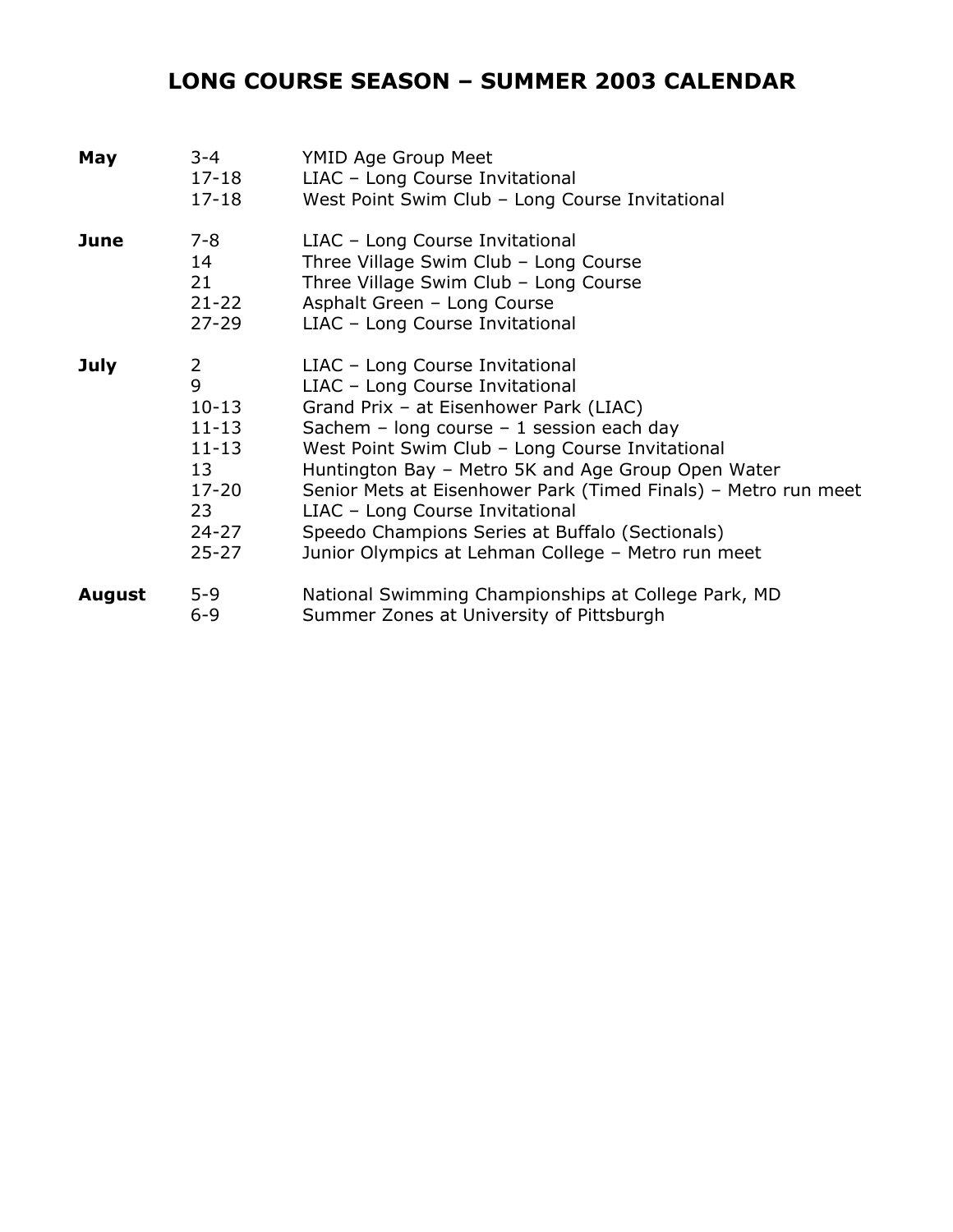# LONG COURSE SEASON – SUMMER 2003 CALENDAR

| | | |
|---|---|---|
| **May** | 3-4 | YMID Age Group Meet |
| | 17-18 | LIAC – Long Course Invitational |
| | 17-18 | West Point Swim Club – Long Course Invitational |
| **June** | 7-8 | LIAC – Long Course Invitational |
| | 14 | Three Village Swim Club – Long Course |
| | 21 | Three Village Swim Club – Long Course |
| | 21-22 | Asphalt Green – Long Course |
| | 27-29 | LIAC – Long Course Invitational |
| **July** | 2 | LIAC – Long Course Invitational |
| | 9 | LIAC – Long Course Invitational |
| | 10-13 | Grand Prix – at Eisenhower Park (LIAC) |
| | 11-13 | Sachem – long course – 1 session each day |
| | 11-13 | West Point Swim Club – Long Course Invitational |
| | 13 | Huntington Bay – Metro 5K and Age Group Open Water |
| | 17-20 | Senior Mets at Eisenhower Park (Timed Finals) – Metro run meet |
| | 23 | LIAC – Long Course Invitational |
| | 24-27 | Speedo Champions Series at Buffalo (Sectionals) |
| | 25-27 | Junior Olympics at Lehman College – Metro run meet |
| **August** | 5-9 | National Swimming Championships at College Park, MD |
| | 6-9 | Summer Zones at University of Pittsburgh |